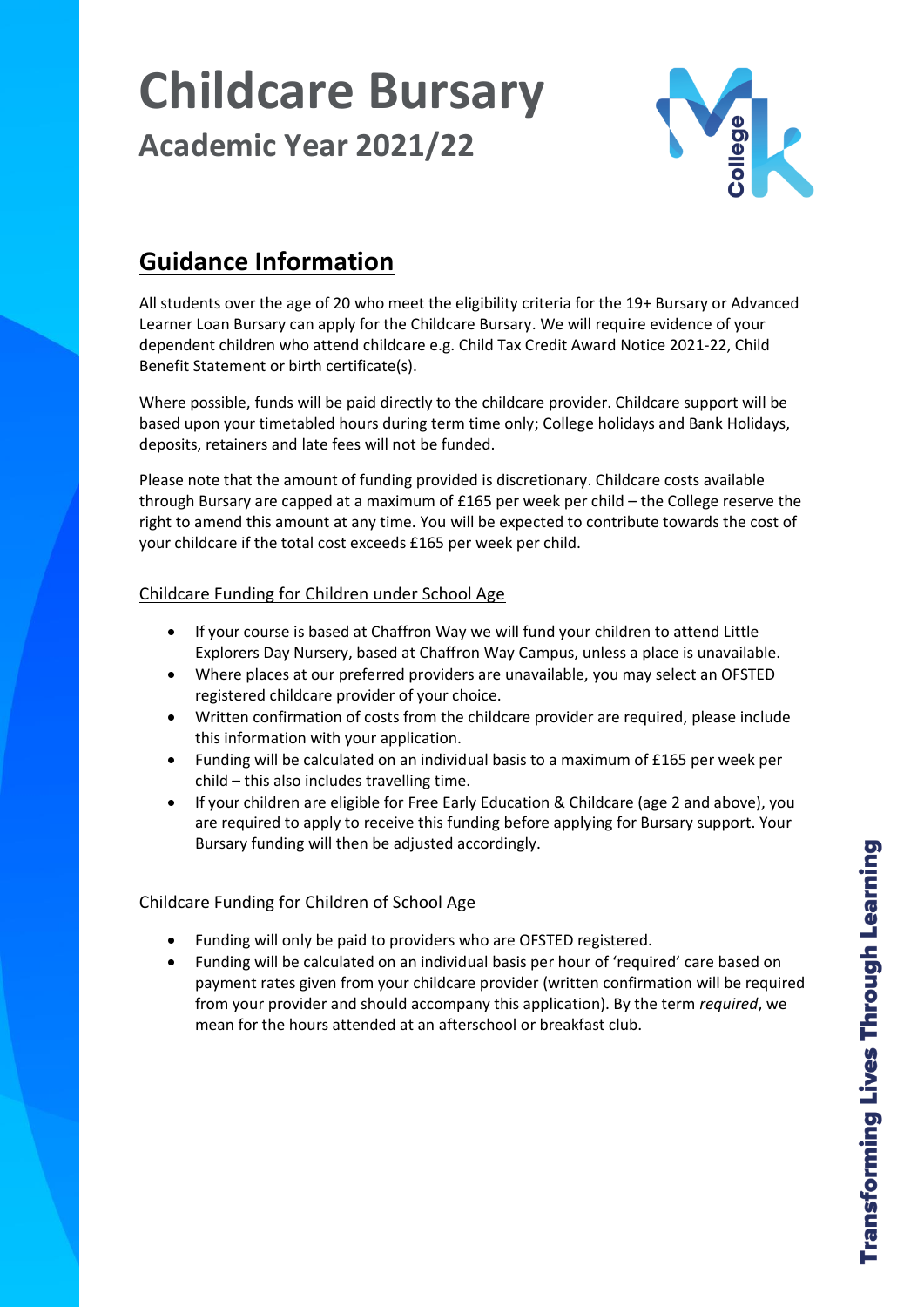# Childcare Bursary

## Academic Year 2021/22

## Guidance Information

All students over the age of 20 who meet the eligibility criteria for the 19+ Bursary or Advanced Learner Loan Bursary can apply for the Childcare Bursary. We will require evidence of your dependent children who attend childcare e.g. Child Tax Credit Award Notice 2021-22, Child Benefit Statement or birth certificate(s).

Where possible, funds will be paid directly to the childcare provider. Childcare support will be based upon your timetabled hours during term time only; College holidays and Bank Holidays, deposits, retainers and late fees will not be funded.

Please note that the amount of funding provided is discretionary. Childcare costs available through Bursary are capped at a maximum of £165 per week per child – the College reserve the right to amend this amount at any time. You will be expected to contribute towards the cost of your childcare if the total cost exceeds £165 per week per child.

### Childcare Funding for Children under School Age

- If your course is based at Chaffron Way we will fund your children to attend Little Explorers Day Nursery, based at Chaffron Way Campus, unless a place is unavailable.
- Where places at our preferred providers are unavailable, you may select an OFSTED registered childcare provider of your choice.
- Written confirmation of costs from the childcare provider are required, please include this information with your application.
- Funding will be calculated on an individual basis to a maximum of £165 per week per child – this also includes travelling time.
- If your children are eligible for Free Early Education & Childcare (age 2 and above), you are required to apply to receive this funding before applying for Bursary support. Your Bursary funding will then be adjusted accordingly.

### Childcare Funding for Children of School Age

- Funding will only be paid to providers who are OFSTED registered.
- Funding will be calculated on an individual basis per hour of 'required' care based on payment rates given from your childcare provider (written confirmation will be required from your provider and should accompany this application). By the term *required*, we mean for the hours attended at an afterschool or breakfast club.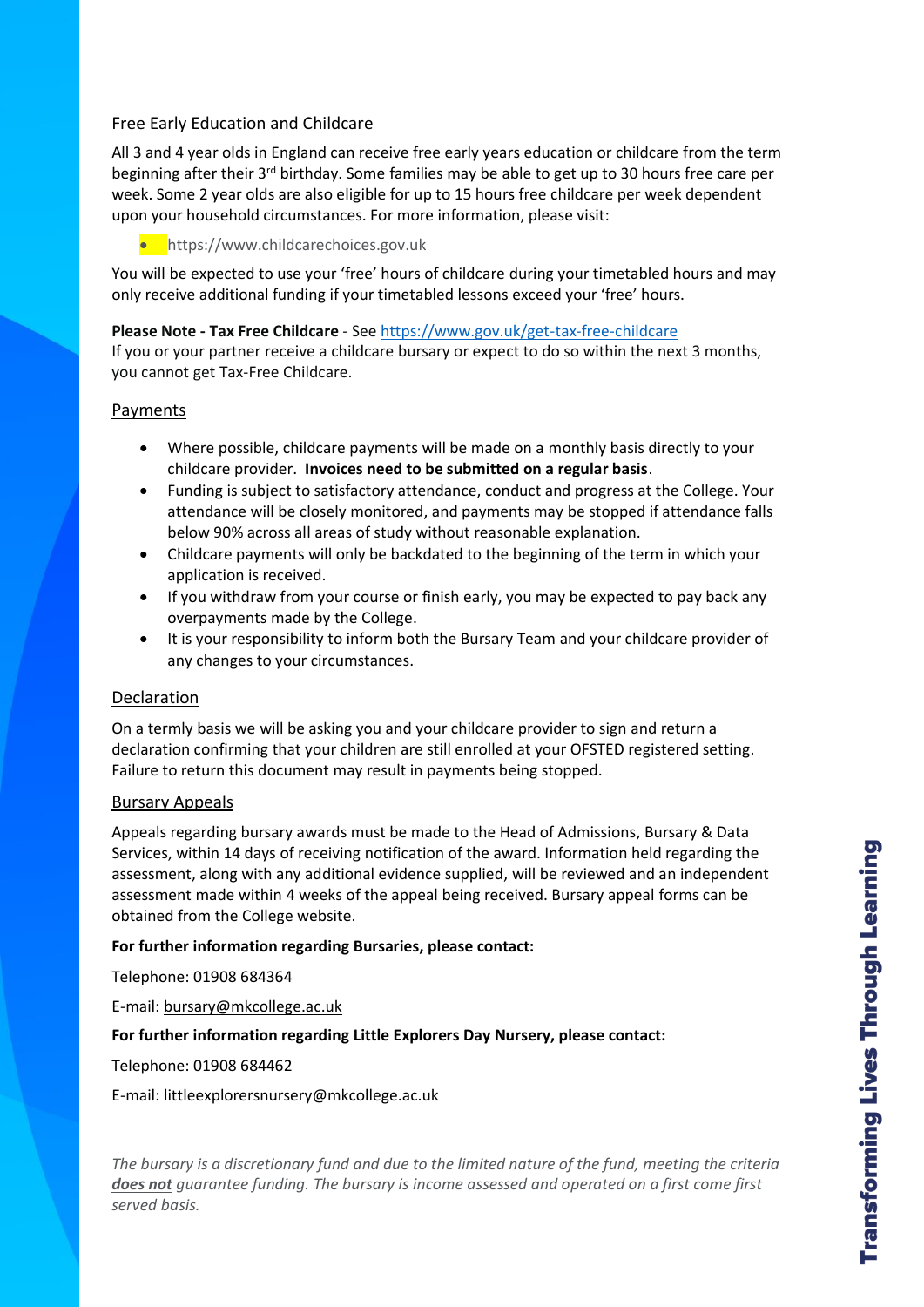## Free Early Education and Childcare

All 3 and 4 year olds in England can receive free early years education or childcare from the term beginning after their 3rd birthday. Some families may be able to get up to 30 hours free care per week. Some 2 year olds are also eligible for up to 15 hours free childcare per week dependent upon your household circumstances. For more information, please visit:

- https://www.childcarechoices.gov.uk

You will be expected to use your 'free' hours of childcare during your timetabled hours and may only receive additional funding if your timetabled lessons exceed your 'free' hours.

**Please Note - Tax Free Childcare** - See https://www.gov.uk/get-tax-free-childcare
If you or your partner receive a childcare bursary or expect to do so within the next 3 months, you cannot get Tax-Free Childcare.

## Payments

- Where possible, childcare payments will be made on a monthly basis directly to your childcare provider. **Invoices need to be submitted on a regular basis**.
- Funding is subject to satisfactory attendance, conduct and progress at the College. Your attendance will be closely monitored, and payments may be stopped if attendance falls below 90% across all areas of study without reasonable explanation.
- Childcare payments will only be backdated to the beginning of the term in which your application is received.
- If you withdraw from your course or finish early, you may be expected to pay back any overpayments made by the College.
- It is your responsibility to inform both the Bursary Team and your childcare provider of any changes to your circumstances.

## Declaration

On a termly basis we will be asking you and your childcare provider to sign and return a declaration confirming that your children are still enrolled at your OFSTED registered setting. Failure to return this document may result in payments being stopped.

## Bursary Appeals

Appeals regarding bursary awards must be made to the Head of Admissions, Bursary & Data Services, within 14 days of receiving notification of the award. Information held regarding the assessment, along with any additional evidence supplied, will be reviewed and an independent assessment made within 4 weeks of the appeal being received. Bursary appeal forms can be obtained from the College website.

**For further information regarding Bursaries, please contact:**

Telephone: 01908 684364

E-mail: bursary@mkcollege.ac.uk

**For further information regarding Little Explorers Day Nursery, please contact:**

Telephone: 01908 684462

E-mail: littleexplorersnursery@mkcollege.ac.uk

*The bursary is a discretionary fund and due to the limited nature of the fund, meeting the criteria **does not** guarantee funding. The bursary is income assessed and operated on a first come first served basis.*

**Transforming Lives Through Learning**